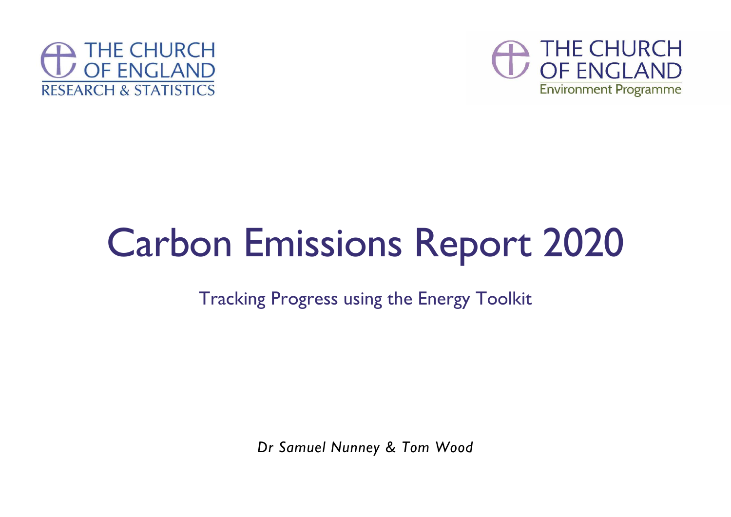THE CHURCH OF ENGLAND
RESEARCH & STATISTICS

THE CHURCH OF ENGLAND
Environment Programme

# Carbon Emissions Report 2020

Tracking Progress using the Energy Toolkit

*Dr Samuel Nunney & Tom Wood*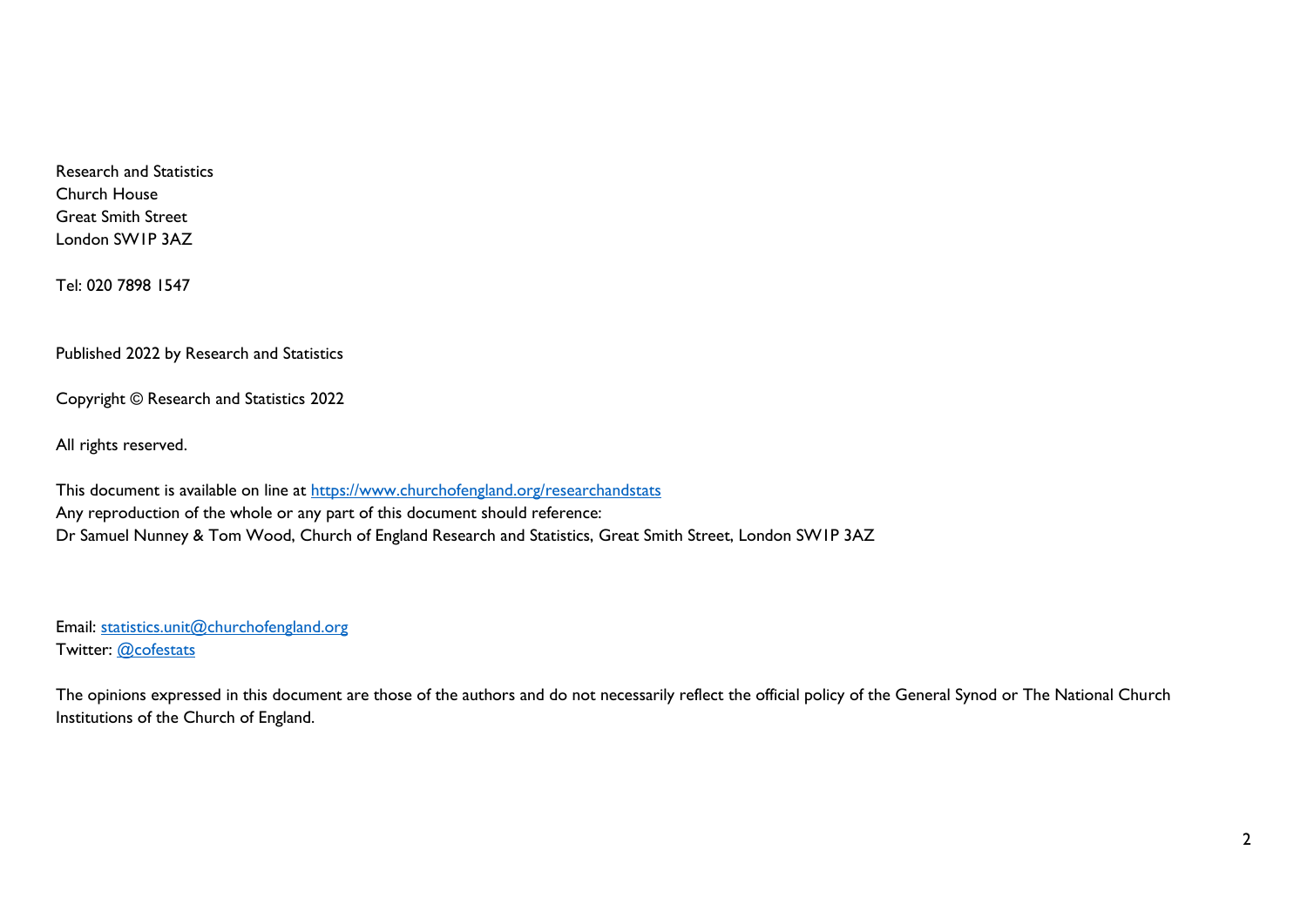Research and Statistics  
Church House  
Great Smith Street  
London SW1P 3AZ

Tel: 020 7898 1547

Published 2022 by Research and Statistics

Copyright © Research and Statistics 2022

All rights reserved.

This document is available on line at [https://www.churchofengland.org/researchandstats](https://www.churchofengland.org/researchandstats)  
Any reproduction of the whole or any part of this document should reference:  
Dr Samuel Nunney & Tom Wood, Church of England Research and Statistics, Great Smith Street, London SW1P 3AZ

Email: [statistics.unit@churchofengland.org](mailto:statistics.unit@churchofengland.org)  
Twitter: @cofestats

The opinions expressed in this document are those of the authors and do not necessarily reflect the official policy of the General Synod or The National Church Institutions of the Church of England.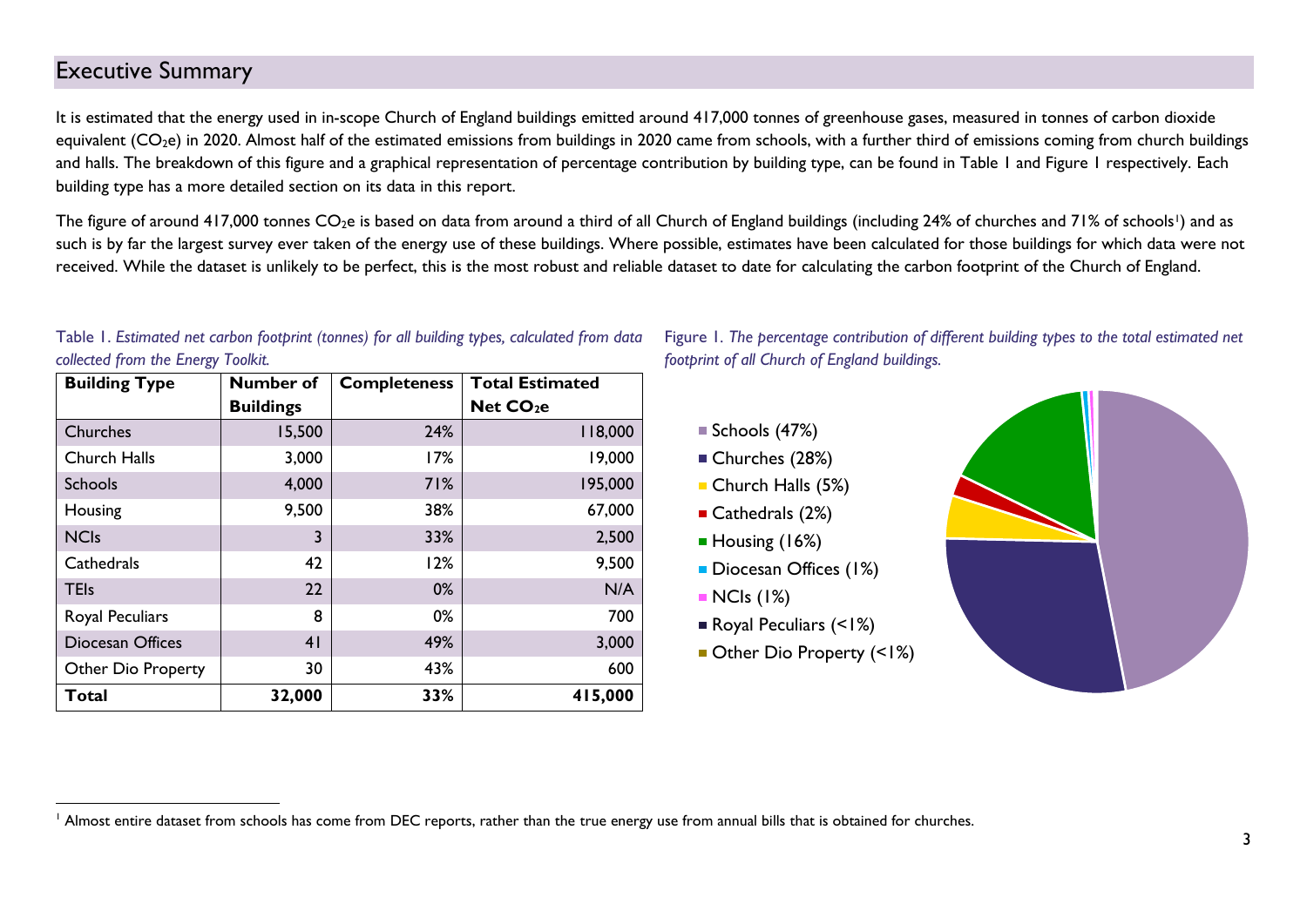# Executive Summary

It is estimated that the energy used in in-scope Church of England buildings emitted around 417,000 tonnes of greenhouse gases, measured in tonnes of carbon dioxide equivalent ($CO_2e$) in 2020. Almost half of the estimated emissions from buildings in 2020 came from schools, with a further third of emissions coming from church buildings and halls. The breakdown of this figure and a graphical representation of percentage contribution by building type, can be found in Table 1 and Figure 1 respectively. Each building type has a more detailed section on its data in this report.

The figure of around 417,000 tonnes $CO_2e$ is based on data from around a third of all Church of England buildings (including 24% of churches and 71% of schools[1]) and as such is by far the largest survey ever taken of the energy use of these buildings. Where possible, estimates have been calculated for those buildings for which data were not received. While the dataset is unlikely to be perfect, this is the most robust and reliable dataset to date for calculating the carbon footprint of the Church of England.

Table 1. *Estimated net carbon footprint (tonnes) for all building types, calculated from data collected from the Energy Toolkit.*

| Building Type | Number of Buildings | Completeness | Total Estimated Net $CO_2e$ |
|---|---|---|---|
| Churches | 15,500 | 24% | 118,000 |
| Church Halls | 3,000 | 17% | 19,000 |
| Schools | 4,000 | 71% | 195,000 |
| Housing | 9,500 | 38% | 67,000 |
| NCIs | 3 | 33% | 2,500 |
| Cathedrals | 42 | 12% | 9,500 |
| TEIs | 22 | 0% | N/A |
| Royal Peculiars | 8 | 0% | 700 |
| Diocesan Offices | 41 | 49% | 3,000 |
| Other Dio Property | 30 | 43% | 600 |
| **Total** | **32,000** | **33%** | **415,000** |

Figure 1. *The percentage contribution of different building types to the total estimated net footprint of all Church of England buildings.*

- Schools (47%)
- Churches (28%)
- Church Halls (5%)
- Cathedrals (2%)
- Housing (16%)
- Diocesan Offices (1%)
- NCIs (1%)
- Royal Peculiars (<1%)
- Other Dio Property (<1%)

[1] Almost entire dataset from schools has come from DEC reports, rather than the true energy use from annual bills that is obtained for churches.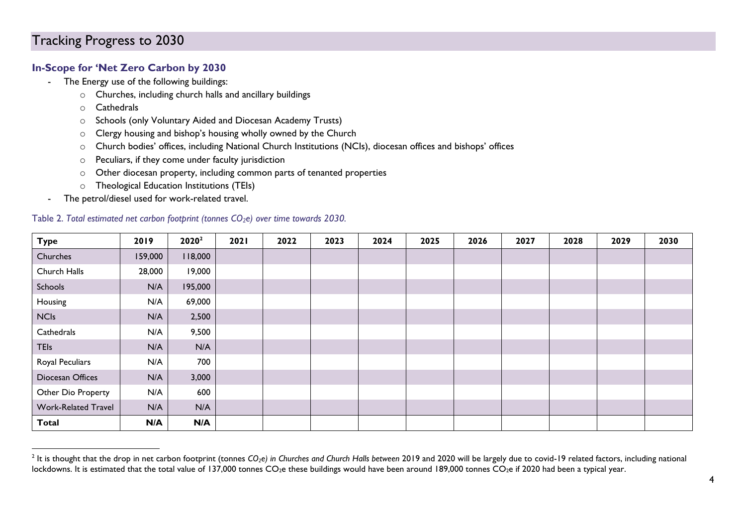# Tracking Progress to 2030

### In-Scope for 'Net Zero Carbon by 2030

- The Energy use of the following buildings:
  - Churches, including church halls and ancillary buildings
  - Cathedrals
  - Schools (only Voluntary Aided and Diocesan Academy Trusts)
  - Clergy housing and bishop's housing wholly owned by the Church
  - Church bodies' offices, including National Church Institutions (NCIs), diocesan offices and bishops' offices
  - Peculiars, if they come under faculty jurisdiction
  - Other diocesan property, including common parts of tenanted properties
  - Theological Education Institutions (TEIs)
- The petrol/diesel used for work-related travel.

Table 2. *Total estimated net carbon footprint (tonnes $CO_2e$) over time towards 2030.*

| Type | 2019 | 2020[2] | 2021 | 2022 | 2023 | 2024 | 2025 | 2026 | 2027 | 2028 | 2029 | 2030 |
|---|---|---|---|---|---|---|---|---|---|---|---|---|
| Churches | 159,000 | 118,000 | | | | | | | | | | |
| Church Halls | 28,000 | 19,000 | | | | | | | | | | |
| Schools | N/A | 195,000 | | | | | | | | | | |
| Housing | N/A | 69,000 | | | | | | | | | | |
| NCIs | N/A | 2,500 | | | | | | | | | | |
| Cathedrals | N/A | 9,500 | | | | | | | | | | |
| TEIs | N/A | N/A | | | | | | | | | | |
| Royal Peculiars | N/A | 700 | | | | | | | | | | |
| Diocesan Offices | N/A | 3,000 | | | | | | | | | | |
| Other Dio Property | N/A | 600 | | | | | | | | | | |
| Work-Related Travel | N/A | N/A | | | | | | | | | | |
| **Total** | **N/A** | **N/A** | | | | | | | | | | |

[2] It is thought that the drop in net carbon footprint (tonnes *$CO_2e$) in Churches and Church Halls between* 2019 and 2020 will be largely due to covid-19 related factors, including national lockdowns. It is estimated that the total value of 137,000 tonnes $CO_2e$ these buildings would have been around 189,000 tonnes $CO_2e$ if 2020 had been a typical year.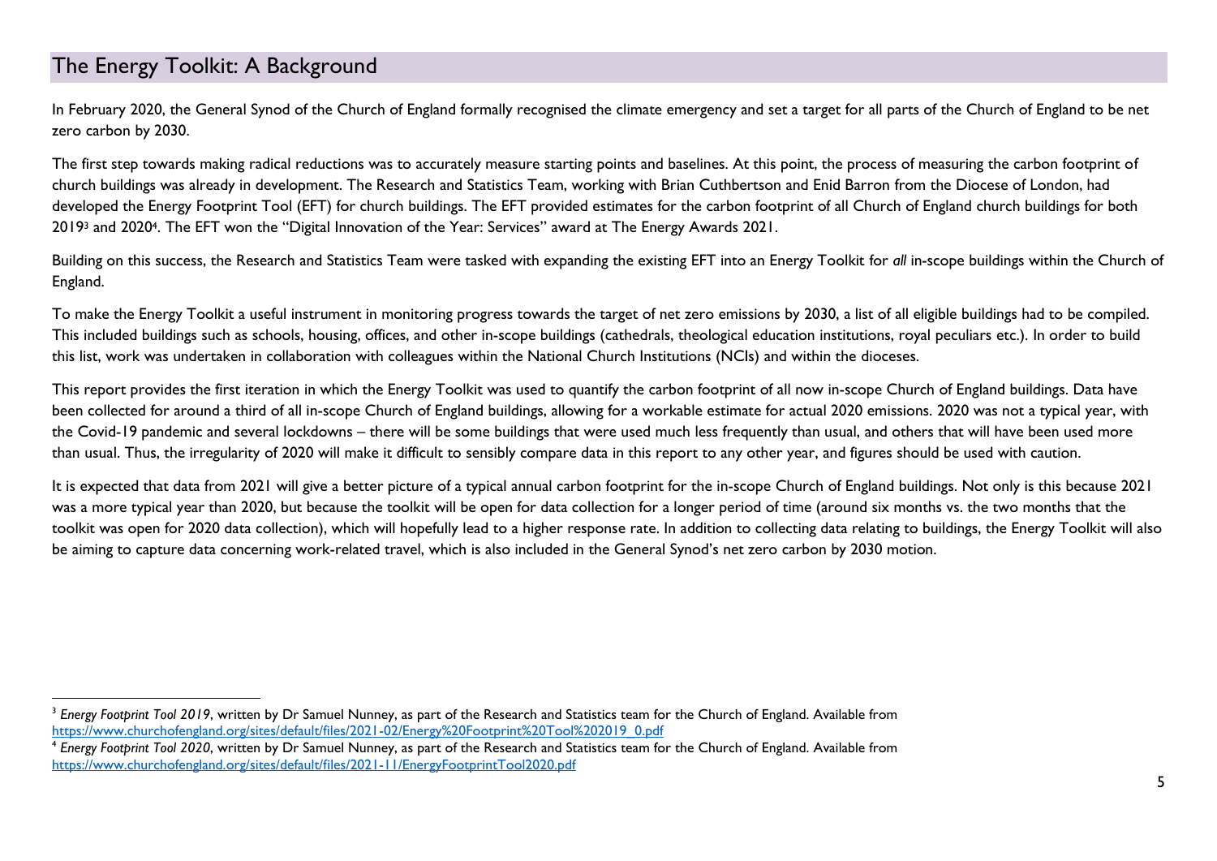## The Energy Toolkit: A Background

In February 2020, the General Synod of the Church of England formally recognised the climate emergency and set a target for all parts of the Church of England to be net zero carbon by 2030.

The first step towards making radical reductions was to accurately measure starting points and baselines. At this point, the process of measuring the carbon footprint of church buildings was already in development. The Research and Statistics Team, working with Brian Cuthbertson and Enid Barron from the Diocese of London, had developed the Energy Footprint Tool (EFT) for church buildings. The EFT provided estimates for the carbon footprint of all Church of England church buildings for both 2019[3] and 2020[4]. The EFT won the "Digital Innovation of the Year: Services" award at The Energy Awards 2021.

Building on this success, the Research and Statistics Team were tasked with expanding the existing EFT into an Energy Toolkit for *all* in-scope buildings within the Church of England.

To make the Energy Toolkit a useful instrument in monitoring progress towards the target of net zero emissions by 2030, a list of all eligible buildings had to be compiled. This included buildings such as schools, housing, offices, and other in-scope buildings (cathedrals, theological education institutions, royal peculiars etc.). In order to build this list, work was undertaken in collaboration with colleagues within the National Church Institutions (NCIs) and within the dioceses.

This report provides the first iteration in which the Energy Toolkit was used to quantify the carbon footprint of all now in-scope Church of England buildings. Data have been collected for around a third of all in-scope Church of England buildings, allowing for a workable estimate for actual 2020 emissions. 2020 was not a typical year, with the Covid-19 pandemic and several lockdowns – there will be some buildings that were used much less frequently than usual, and others that will have been used more than usual. Thus, the irregularity of 2020 will make it difficult to sensibly compare data in this report to any other year, and figures should be used with caution.

It is expected that data from 2021 will give a better picture of a typical annual carbon footprint for the in-scope Church of England buildings. Not only is this because 2021 was a more typical year than 2020, but because the toolkit will be open for data collection for a longer period of time (around six months vs. the two months that the toolkit was open for 2020 data collection), which will hopefully lead to a higher response rate. In addition to collecting data relating to buildings, the Energy Toolkit will also be aiming to capture data concerning work-related travel, which is also included in the General Synod's net zero carbon by 2030 motion.

---

[3] *Energy Footprint Tool 2019*, written by Dr Samuel Nunney, as part of the Research and Statistics team for the Church of England. Available from https://www.churchofengland.org/sites/default/files/2021-02/Energy%20Footprint%20Tool%202019_0.pdf

[4] *Energy Footprint Tool 2020*, written by Dr Samuel Nunney, as part of the Research and Statistics team for the Church of England. Available from https://www.churchofengland.org/sites/default/files/2021-11/EnergyFootprintTool2020.pdf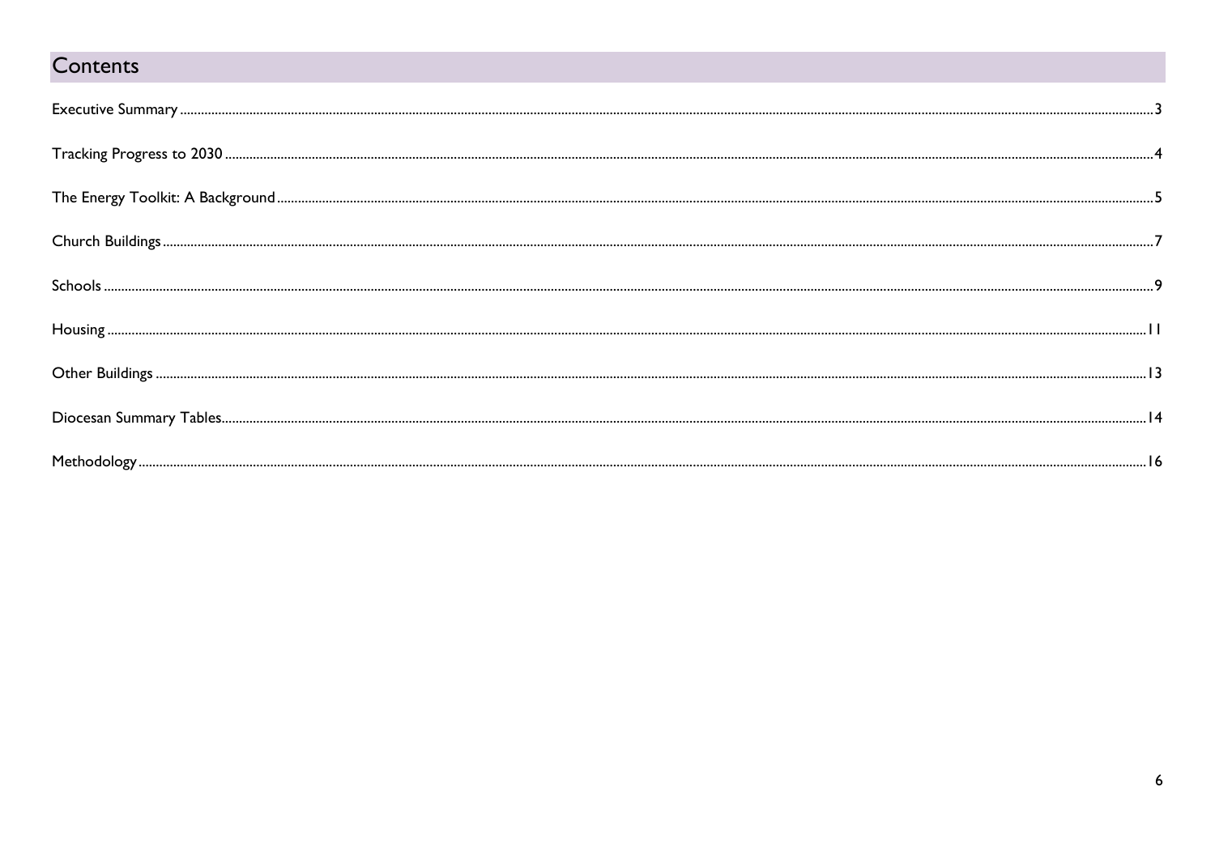# Contents

Executive Summary ..... 3

Tracking Progress to 2030 ..... 4

The Energy Toolkit: A Background ..... 5

Church Buildings ..... 7

Schools ..... 9

Housing ..... 11

Other Buildings ..... 13

Diocesan Summary Tables ..... 14

Methodology ..... 16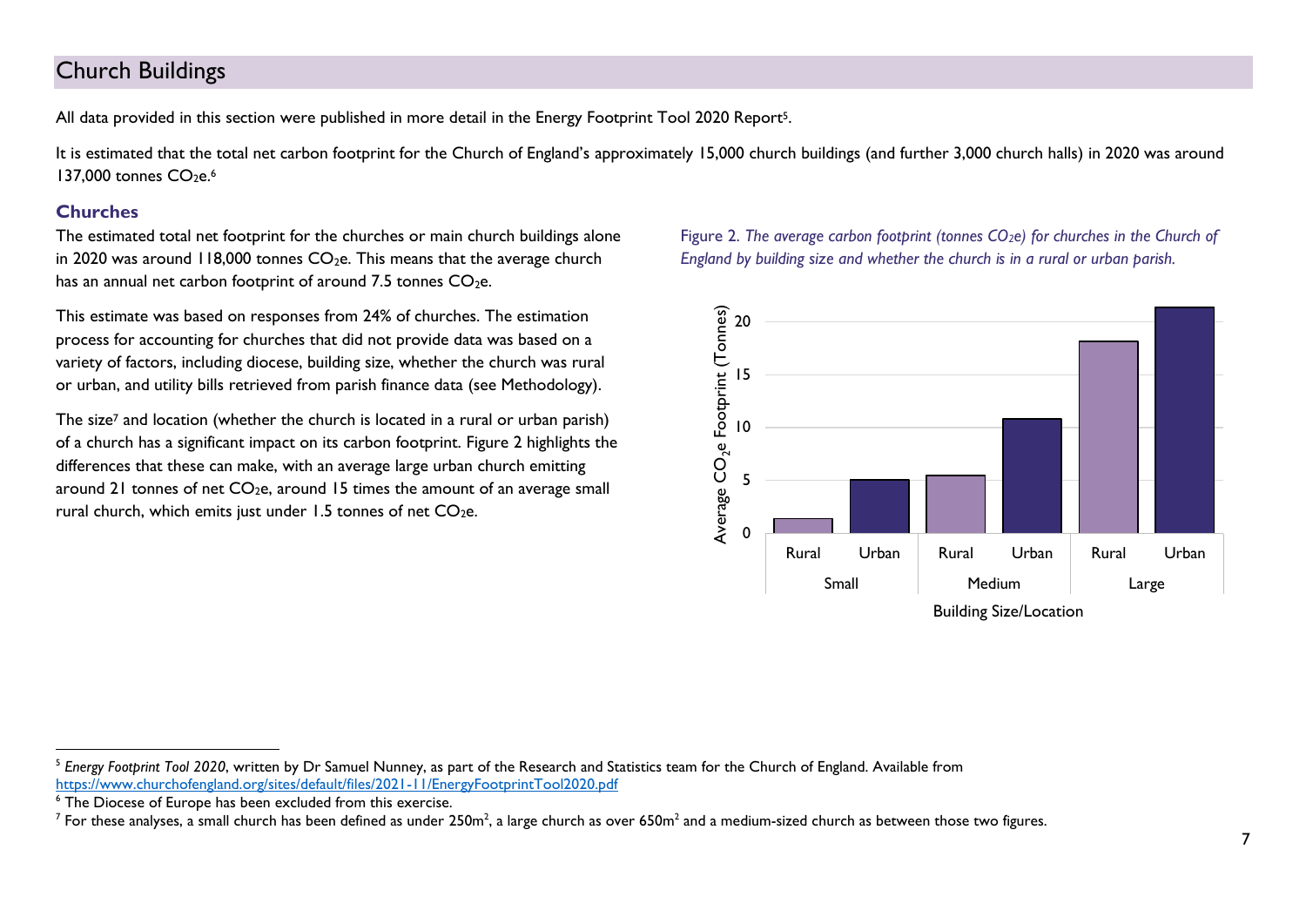## Church Buildings

All data provided in this section were published in more detail in the Energy Footprint Tool 2020 Report[5].

It is estimated that the total net carbon footprint for the Church of England's approximately 15,000 church buildings (and further 3,000 church halls) in 2020 was around 137,000 tonnes $CO_2e$.[6]

### Churches

The estimated total net footprint for the churches or main church buildings alone in 2020 was around 118,000 tonnes $CO_2e$. This means that the average church has an annual net carbon footprint of around 7.5 tonnes $CO_2e$.

This estimate was based on responses from 24% of churches. The estimation process for accounting for churches that did not provide data was based on a variety of factors, including diocese, building size, whether the church was rural or urban, and utility bills retrieved from parish finance data (see Methodology).

The size[7] and location (whether the church is located in a rural or urban parish) of a church has a significant impact on its carbon footprint. Figure 2 highlights the differences that these can make, with an average large urban church emitting around 21 tonnes of net $CO_2e$, around 15 times the amount of an average small rural church, which emits just under 1.5 tonnes of net $CO_2e$.

Figure 2. *The average carbon footprint (tonnes $CO_2e$) for churches in the Church of England by building size and whether the church is in a rural or urban parish.*

---

[5] *Energy Footprint Tool 2020*, written by Dr Samuel Nunney, as part of the Research and Statistics team for the Church of England. Available from https://www.churchofengland.org/sites/default/files/2021-11/EnergyFootprintTool2020.pdf

[6] The Diocese of Europe has been excluded from this exercise.

[7] For these analyses, a small church has been defined as under 250m$^2$, a large church as over 650m$^2$ and a medium-sized church as between those two figures.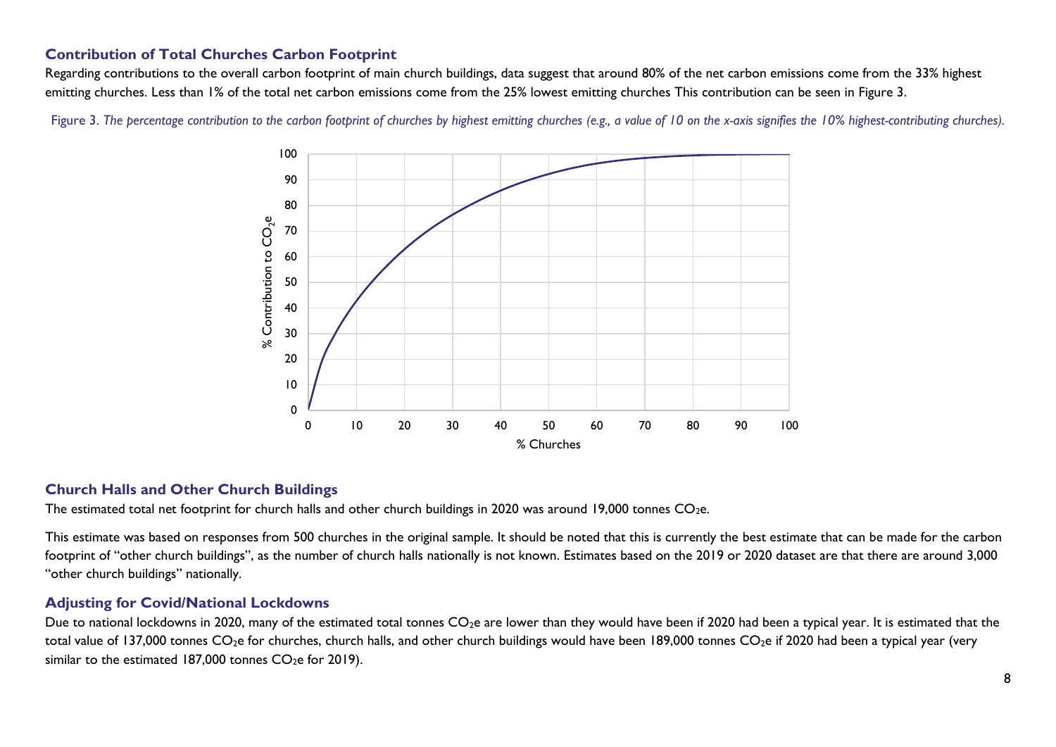### Contribution of Total Churches Carbon Footprint

Regarding contributions to the overall carbon footprint of main church buildings, data suggest that around 80% of the net carbon emissions come from the 33% highest emitting churches. Less than 1% of the total net carbon emissions come from the 25% lowest emitting churches This contribution can be seen in Figure 3.

Figure 3. *The percentage contribution to the carbon footprint of churches by highest emitting churches (e.g., a value of 10 on the x-axis signifies the 10% highest-contributing churches).*

### Church Halls and Other Church Buildings

The estimated total net footprint for church halls and other church buildings in 2020 was around 19,000 tonnes $CO_2e$.

This estimate was based on responses from 500 churches in the original sample. It should be noted that this is currently the best estimate that can be made for the carbon footprint of "other church buildings", as the number of church halls nationally is not known. Estimates based on the 2019 or 2020 dataset are that there are around 3,000 "other church buildings" nationally.

### Adjusting for Covid/National Lockdowns

Due to national lockdowns in 2020, many of the estimated total tonnes $CO_2e$ are lower than they would have been if 2020 had been a typical year. It is estimated that the total value of 137,000 tonnes $CO_2e$ for churches, church halls, and other church buildings would have been 189,000 tonnes $CO_2e$ if 2020 had been a typical year (very similar to the estimated 187,000 tonnes $CO_2e$ for 2019).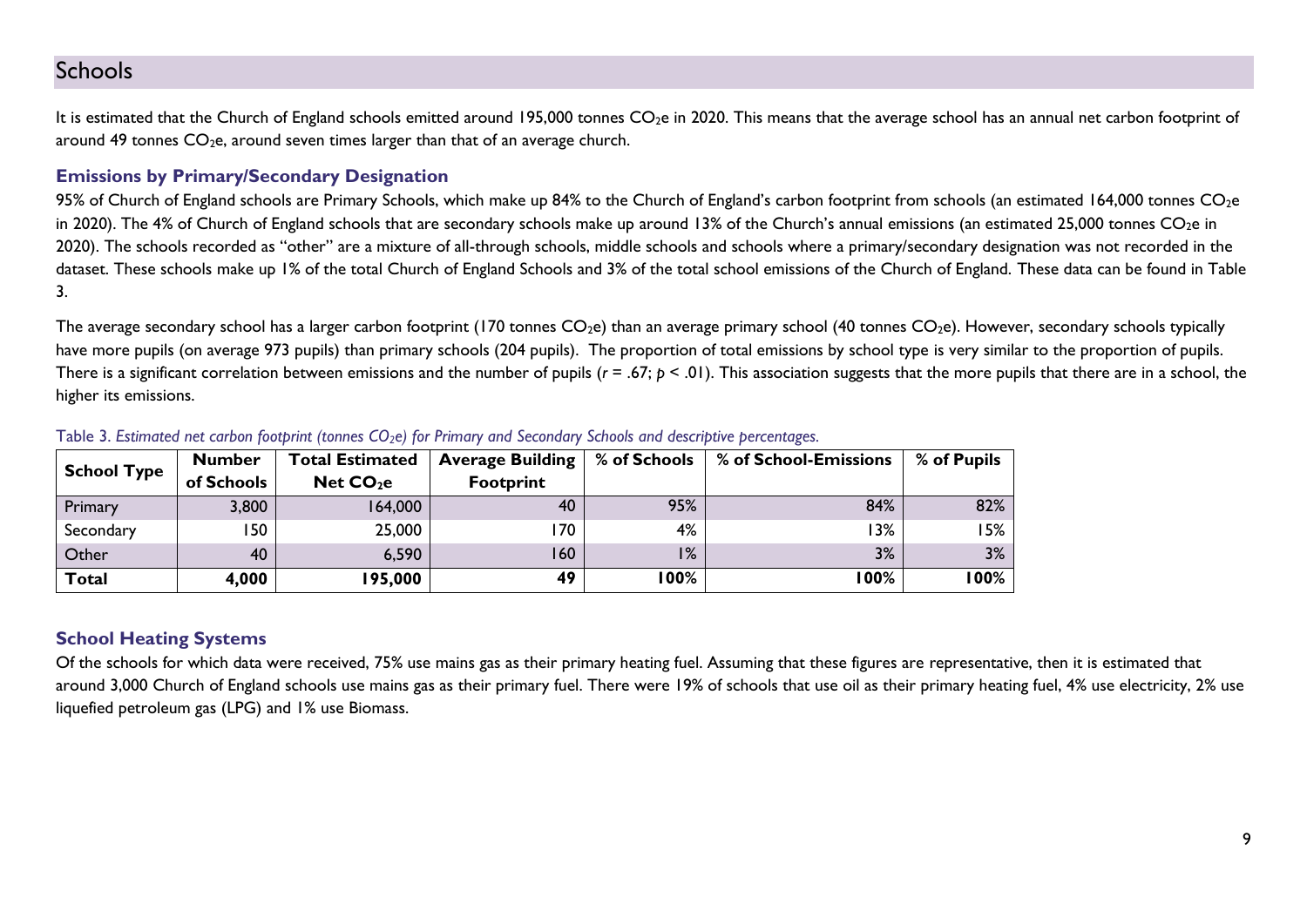# Schools

It is estimated that the Church of England schools emitted around 195,000 tonnes $CO_2e$ in 2020. This means that the average school has an annual net carbon footprint of around 49 tonnes $CO_2e$, around seven times larger than that of an average church.

## Emissions by Primary/Secondary Designation

95% of Church of England schools are Primary Schools, which make up 84% to the Church of England's carbon footprint from schools (an estimated 164,000 tonnes $CO_2e$ in 2020). The 4% of Church of England schools that are secondary schools make up around 13% of the Church's annual emissions (an estimated 25,000 tonnes $CO_2e$ in 2020). The schools recorded as "other" are a mixture of all-through schools, middle schools and schools where a primary/secondary designation was not recorded in the dataset. These schools make up 1% of the total Church of England Schools and 3% of the total school emissions of the Church of England. These data can be found in Table 3.

The average secondary school has a larger carbon footprint (170 tonnes $CO_2e$) than an average primary school (40 tonnes $CO_2e$). However, secondary schools typically have more pupils (on average 973 pupils) than primary schools (204 pupils). The proportion of total emissions by school type is very similar to the proportion of pupils. There is a significant correlation between emissions and the number of pupils ($r = .67$; $p < .01$). This association suggests that the more pupils that there are in a school, the higher its emissions.

Table 3. *Estimated net carbon footprint (tonnes $CO_2e$) for Primary and Secondary Schools and descriptive percentages.*

| School Type | Number of Schools | Total Estimated Net $CO_2e$ | Average Building Footprint | % of Schools | % of School-Emissions | % of Pupils |
|---|---|---|---|---|---|---|
| Primary | 3,800 | 164,000 | 40 | 95% | 84% | 82% |
| Secondary | 150 | 25,000 | 170 | 4% | 13% | 15% |
| Other | 40 | 6,590 | 160 | 1% | 3% | 3% |
| **Total** | **4,000** | **195,000** | **49** | **100%** | **100%** | **100%** |

## School Heating Systems

Of the schools for which data were received, 75% use mains gas as their primary heating fuel. Assuming that these figures are representative, then it is estimated that around 3,000 Church of England schools use mains gas as their primary fuel. There were 19% of schools that use oil as their primary heating fuel, 4% use electricity, 2% use liquefied petroleum gas (LPG) and 1% use Biomass.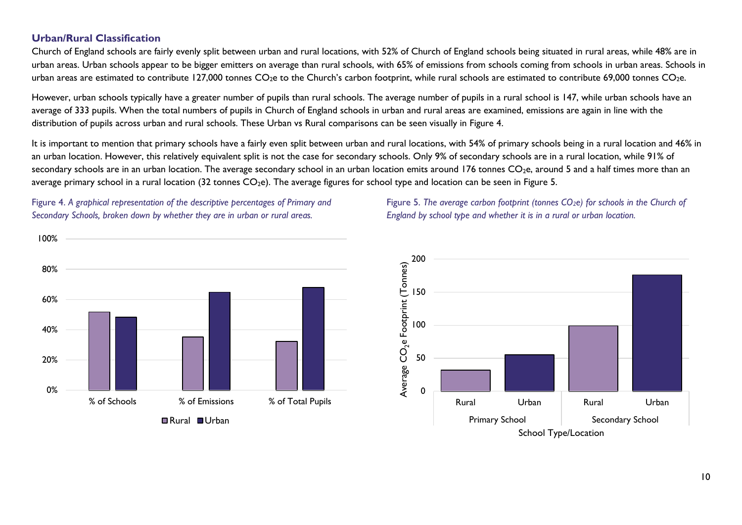### Urban/Rural Classification

Church of England schools are fairly evenly split between urban and rural locations, with 52% of Church of England schools being situated in rural areas, while 48% are in urban areas. Urban schools appear to be bigger emitters on average than rural schools, with 65% of emissions from schools coming from schools in urban areas. Schools in urban areas are estimated to contribute 127,000 tonnes $CO_2e$ to the Church's carbon footprint, while rural schools are estimated to contribute 69,000 tonnes $CO_2e$.

However, urban schools typically have a greater number of pupils than rural schools. The average number of pupils in a rural school is 147, while urban schools have an average of 333 pupils. When the total numbers of pupils in Church of England schools in urban and rural areas are examined, emissions are again in line with the distribution of pupils across urban and rural schools. These Urban vs Rural comparisons can be seen visually in Figure 4.

It is important to mention that primary schools have a fairly even split between urban and rural locations, with 54% of primary schools being in a rural location and 46% in an urban location. However, this relatively equivalent split is not the case for secondary schools. Only 9% of secondary schools are in a rural location, while 91% of secondary schools are in an urban location. The average secondary school in an urban location emits around 176 tonnes $CO_2e$, around 5 and a half times more than an average primary school in a rural location (32 tonnes $CO_2e$). The average figures for school type and location can be seen in Figure 5.

Figure 4. *A graphical representation of the descriptive percentages of Primary and Secondary Schools, broken down by whether they are in urban or rural areas.*

Figure 5. *The average carbon footprint (tonnes $CO_2e$) for schools in the Church of England by school type and whether it is in a rural or urban location.*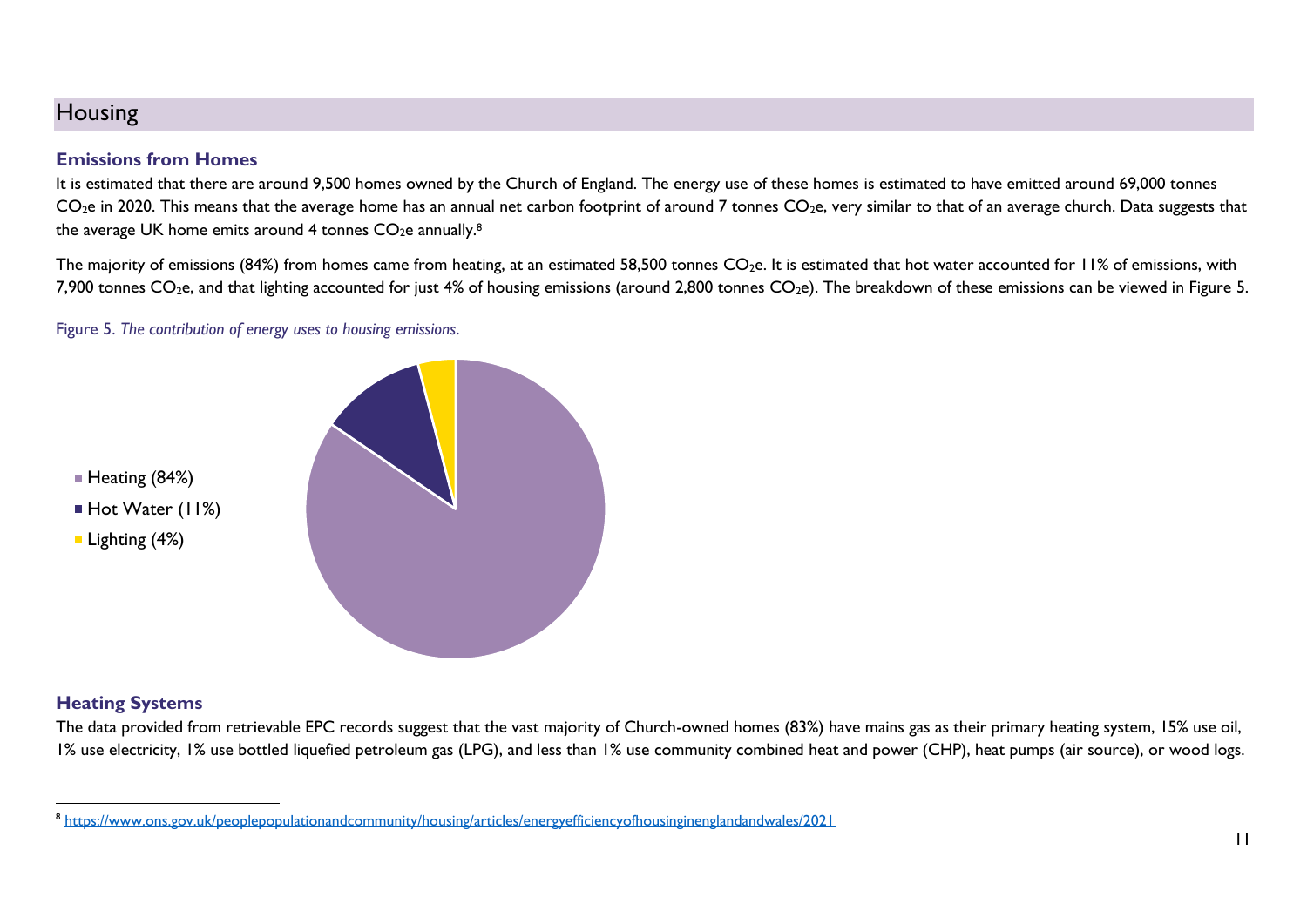## Housing

### Emissions from Homes

It is estimated that there are around 9,500 homes owned by the Church of England. The energy use of these homes is estimated to have emitted around 69,000 tonnes $CO_2e$ in 2020. This means that the average home has an annual net carbon footprint of around 7 tonnes $CO_2e$, very similar to that of an average church. Data suggests that the average UK home emits around 4 tonnes $CO_2e$ annually.[8]

The majority of emissions (84%) from homes came from heating, at an estimated 58,500 tonnes $CO_2e$. It is estimated that hot water accounted for 11% of emissions, with 7,900 tonnes $CO_2e$, and that lighting accounted for just 4% of housing emissions (around 2,800 tonnes $CO_2e$). The breakdown of these emissions can be viewed in Figure 5.

Figure 5. *The contribution of energy uses to housing emissions.*

- Heating (84%)
- Hot Water (11%)
- Lighting (4%)

### Heating Systems

The data provided from retrievable EPC records suggest that the vast majority of Church-owned homes (83%) have mains gas as their primary heating system, 15% use oil, 1% use electricity, 1% use bottled liquefied petroleum gas (LPG), and less than 1% use community combined heat and power (CHP), heat pumps (air source), or wood logs.

[8] https://www.ons.gov.uk/peoplepopulationandcommunity/housing/articles/energyefficiencyofhousinginenglandandwales/2021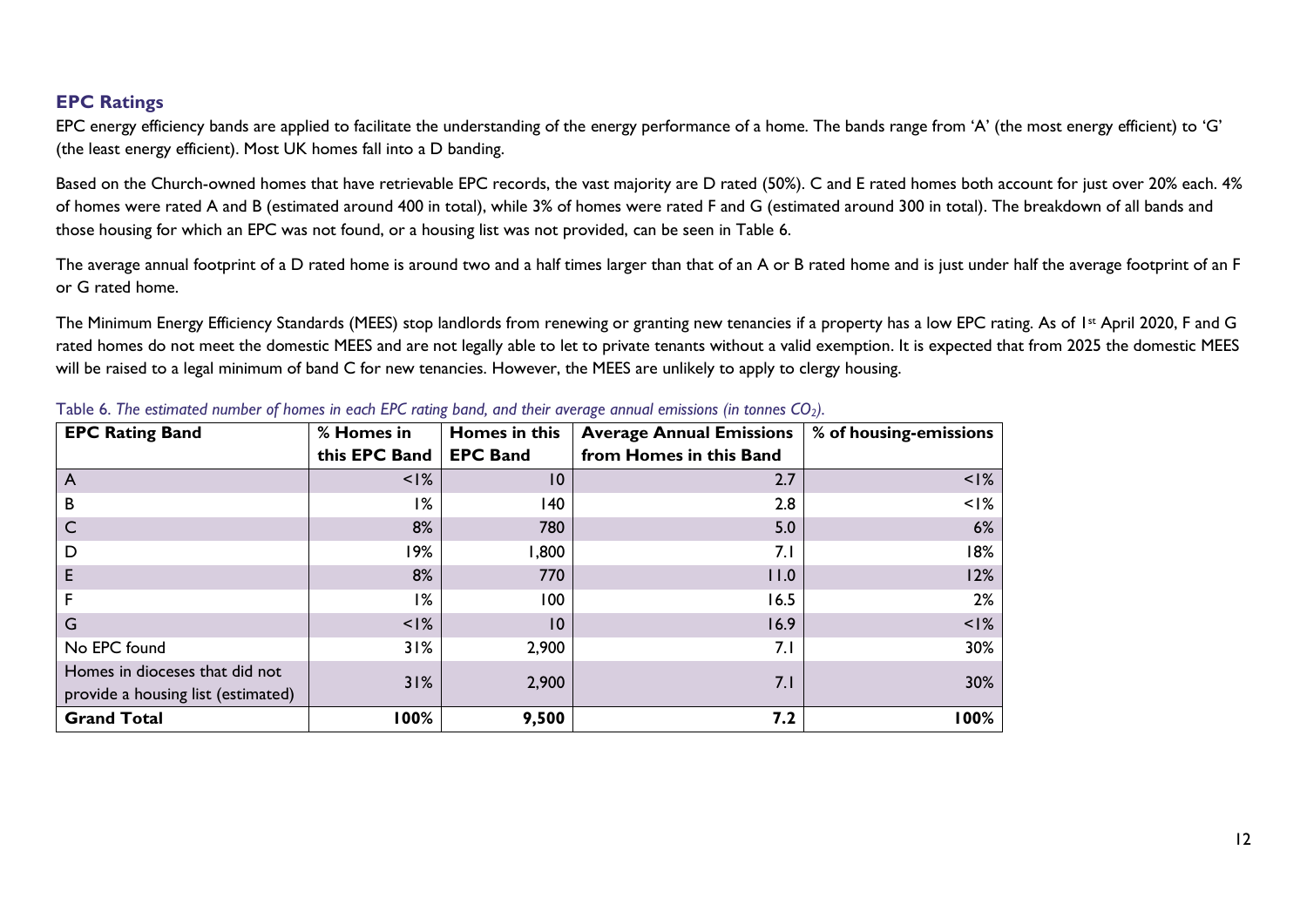### EPC Ratings

EPC energy efficiency bands are applied to facilitate the understanding of the energy performance of a home. The bands range from 'A' (the most energy efficient) to 'G' (the least energy efficient). Most UK homes fall into a D banding.

Based on the Church-owned homes that have retrievable EPC records, the vast majority are D rated (50%). C and E rated homes both account for just over 20% each. 4% of homes were rated A and B (estimated around 400 in total), while 3% of homes were rated F and G (estimated around 300 in total). The breakdown of all bands and those housing for which an EPC was not found, or a housing list was not provided, can be seen in Table 6.

The average annual footprint of a D rated home is around two and a half times larger than that of an A or B rated home and is just under half the average footprint of an F or G rated home.

The Minimum Energy Efficiency Standards (MEES) stop landlords from renewing or granting new tenancies if a property has a low EPC rating. As of 1st April 2020, F and G rated homes do not meet the domestic MEES and are not legally able to let to private tenants without a valid exemption. It is expected that from 2025 the domestic MEES will be raised to a legal minimum of band C for new tenancies. However, the MEES are unlikely to apply to clergy housing.

Table 6. *The estimated number of homes in each EPC rating band, and their average annual emissions (in tonnes $CO_2$).*

| EPC Rating Band | % Homes in this EPC Band | Homes in this EPC Band | Average Annual Emissions from Homes in this Band | % of housing-emissions |
|---|---|---|---|---|
| A | <1% | 10 | 2.7 | <1% |
| B | 1% | 140 | 2.8 | <1% |
| C | 8% | 780 | 5.0 | 6% |
| D | 19% | 1,800 | 7.1 | 18% |
| E | 8% | 770 | 11.0 | 12% |
| F | 1% | 100 | 16.5 | 2% |
| G | <1% | 10 | 16.9 | <1% |
| No EPC found | 31% | 2,900 | 7.1 | 30% |
| Homes in dioceses that did not provide a housing list (estimated) | 31% | 2,900 | 7.1 | 30% |
| **Grand Total** | **100%** | **9,500** | **7.2** | **100%** |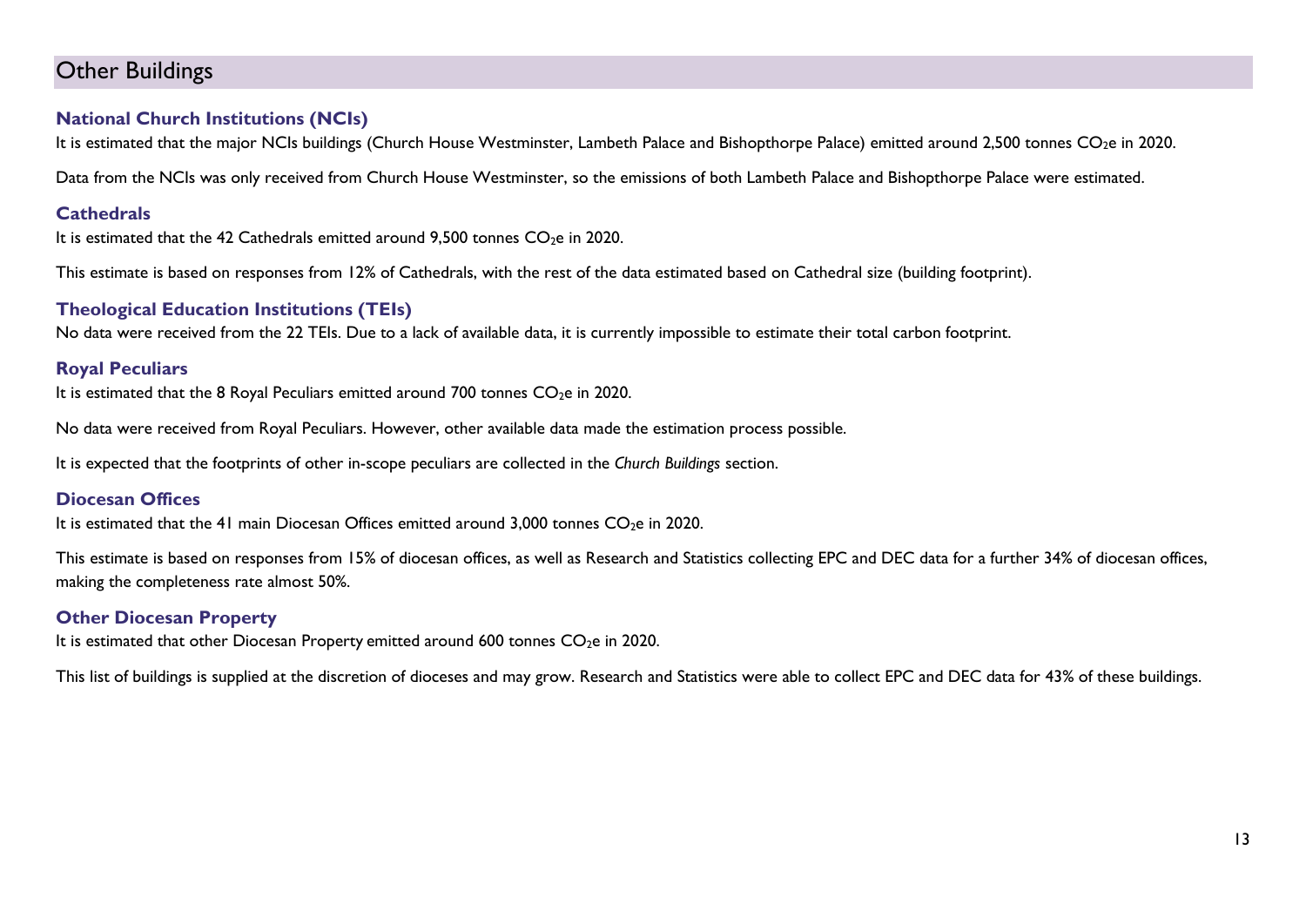## Other Buildings

### National Church Institutions (NCIs)

It is estimated that the major NCIs buildings (Church House Westminster, Lambeth Palace and Bishopthorpe Palace) emitted around 2,500 tonnes $CO_2e$ in 2020.

Data from the NCIs was only received from Church House Westminster, so the emissions of both Lambeth Palace and Bishopthorpe Palace were estimated.

### Cathedrals

It is estimated that the 42 Cathedrals emitted around 9,500 tonnes $CO_2e$ in 2020.

This estimate is based on responses from 12% of Cathedrals, with the rest of the data estimated based on Cathedral size (building footprint).

### Theological Education Institutions (TEIs)

No data were received from the 22 TEIs. Due to a lack of available data, it is currently impossible to estimate their total carbon footprint.

### Royal Peculiars

It is estimated that the 8 Royal Peculiars emitted around 700 tonnes $CO_2e$ in 2020.

No data were received from Royal Peculiars. However, other available data made the estimation process possible.

It is expected that the footprints of other in-scope peculiars are collected in the *Church Buildings* section.

### Diocesan Offices

It is estimated that the 41 main Diocesan Offices emitted around 3,000 tonnes $CO_2e$ in 2020.

This estimate is based on responses from 15% of diocesan offices, as well as Research and Statistics collecting EPC and DEC data for a further 34% of diocesan offices, making the completeness rate almost 50%.

### Other Diocesan Property

It is estimated that other Diocesan Property emitted around 600 tonnes $CO_2e$ in 2020.

This list of buildings is supplied at the discretion of dioceses and may grow. Research and Statistics were able to collect EPC and DEC data for 43% of these buildings.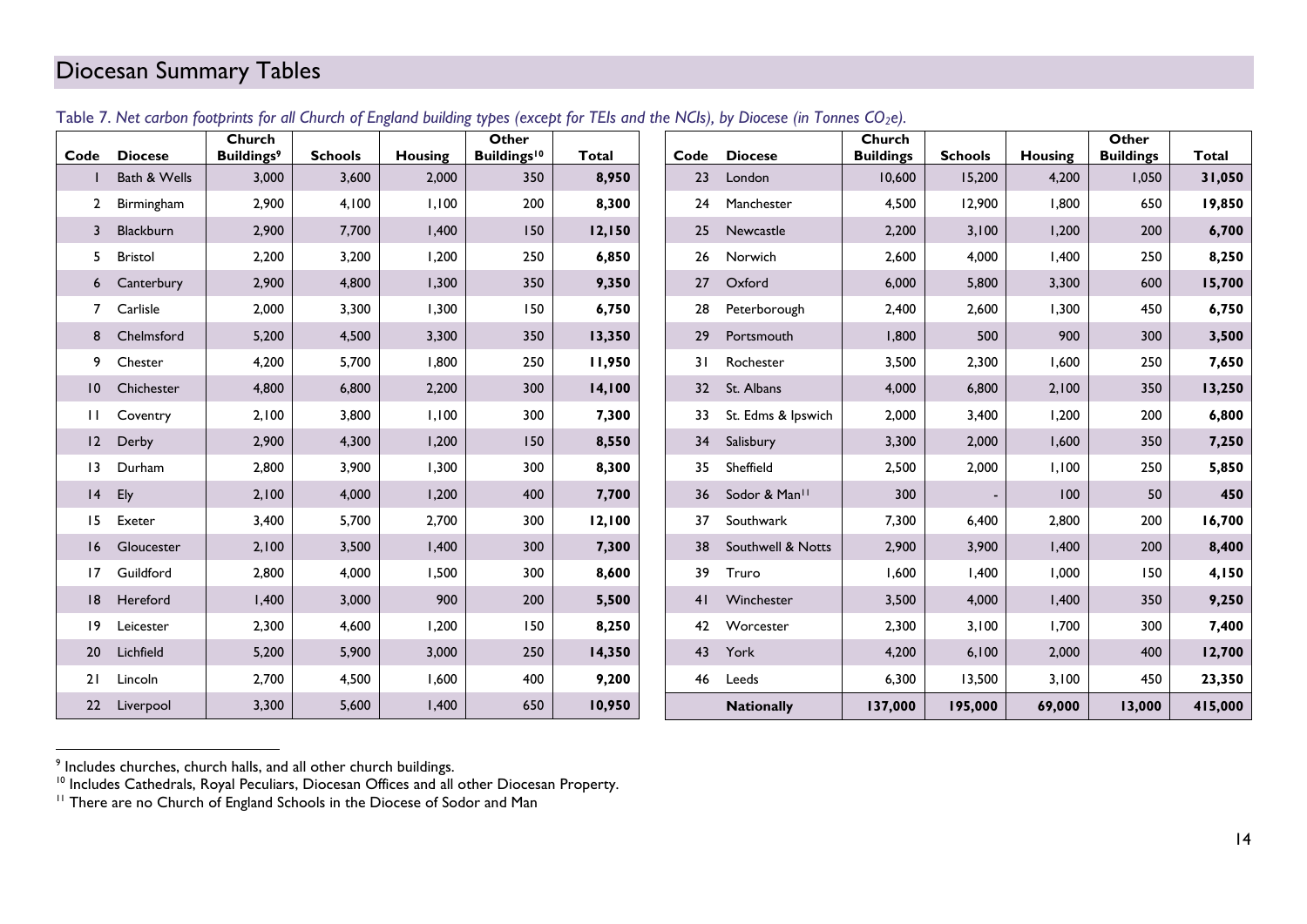# Diocesan Summary Tables

*Table 7. Net carbon footprints for all Church of England building types (except for TEIs and the NCIs), by Diocese (in Tonnes $CO_2e$).*

| Code | Diocese | Church Buildings[9] | Schools | Housing | Other Buildings[10] | Total |
|---|---|---|---|---|---|---|
| 1 | Bath & Wells | 3,000 | 3,600 | 2,000 | 350 | **8,950** |
| 2 | Birmingham | 2,900 | 4,100 | 1,100 | 200 | **8,300** |
| 3 | Blackburn | 2,900 | 7,700 | 1,400 | 150 | **12,150** |
| 5 | Bristol | 2,200 | 3,200 | 1,200 | 250 | **6,850** |
| 6 | Canterbury | 2,900 | 4,800 | 1,300 | 350 | **9,350** |
| 7 | Carlisle | 2,000 | 3,300 | 1,300 | 150 | **6,750** |
| 8 | Chelmsford | 5,200 | 4,500 | 3,300 | 350 | **13,350** |
| 9 | Chester | 4,200 | 5,700 | 1,800 | 250 | **11,950** |
| 10 | Chichester | 4,800 | 6,800 | 2,200 | 300 | **14,100** |
| 11 | Coventry | 2,100 | 3,800 | 1,100 | 300 | **7,300** |
| 12 | Derby | 2,900 | 4,300 | 1,200 | 150 | **8,550** |
| 13 | Durham | 2,800 | 3,900 | 1,300 | 300 | **8,300** |
| 14 | Ely | 2,100 | 4,000 | 1,200 | 400 | **7,700** |
| 15 | Exeter | 3,400 | 5,700 | 2,700 | 300 | **12,100** |
| 16 | Gloucester | 2,100 | 3,500 | 1,400 | 300 | **7,300** |
| 17 | Guildford | 2,800 | 4,000 | 1,500 | 300 | **8,600** |
| 18 | Hereford | 1,400 | 3,000 | 900 | 200 | **5,500** |
| 19 | Leicester | 2,300 | 4,600 | 1,200 | 150 | **8,250** |
| 20 | Lichfield | 5,200 | 5,900 | 3,000 | 250 | **14,350** |
| 21 | Lincoln | 2,700 | 4,500 | 1,600 | 400 | **9,200** |
| 22 | Liverpool | 3,300 | 5,600 | 1,400 | 650 | **10,950** |
| 23 | London | 10,600 | 15,200 | 4,200 | 1,050 | **31,050** |
| 24 | Manchester | 4,500 | 12,900 | 1,800 | 650 | **19,850** |
| 25 | Newcastle | 2,200 | 3,100 | 1,200 | 200 | **6,700** |
| 26 | Norwich | 2,600 | 4,000 | 1,400 | 250 | **8,250** |
| 27 | Oxford | 6,000 | 5,800 | 3,300 | 600 | **15,700** |
| 28 | Peterborough | 2,400 | 2,600 | 1,300 | 450 | **6,750** |
| 29 | Portsmouth | 1,800 | 500 | 900 | 300 | **3,500** |
| 31 | Rochester | 3,500 | 2,300 | 1,600 | 250 | **7,650** |
| 32 | St. Albans | 4,000 | 6,800 | 2,100 | 350 | **13,250** |
| 33 | St. Edms & Ipswich | 2,000 | 3,400 | 1,200 | 200 | **6,800** |
| 34 | Salisbury | 3,300 | 2,000 | 1,600 | 350 | **7,250** |
| 35 | Sheffield | 2,500 | 2,000 | 1,100 | 250 | **5,850** |
| 36 | Sodor & Man[11] | 300 | - | 100 | 50 | **450** |
| 37 | Southwark | 7,300 | 6,400 | 2,800 | 200 | **16,700** |
| 38 | Southwell & Notts | 2,900 | 3,900 | 1,400 | 200 | **8,400** |
| 39 | Truro | 1,600 | 1,400 | 1,000 | 150 | **4,150** |
| 41 | Winchester | 3,500 | 4,000 | 1,400 | 350 | **9,250** |
| 42 | Worcester | 2,300 | 3,100 | 1,700 | 300 | **7,400** |
| 43 | York | 4,200 | 6,100 | 2,000 | 400 | **12,700** |
| 46 | Leeds | 6,300 | 13,500 | 3,100 | 450 | **23,350** |
| | **Nationally** | **137,000** | **195,000** | **69,000** | **13,000** | **415,000** |

[9] Includes churches, church halls, and all other church buildings.

[10] Includes Cathedrals, Royal Peculiars, Diocesan Offices and all other Diocesan Property.

[11] There are no Church of England Schools in the Diocese of Sodor and Man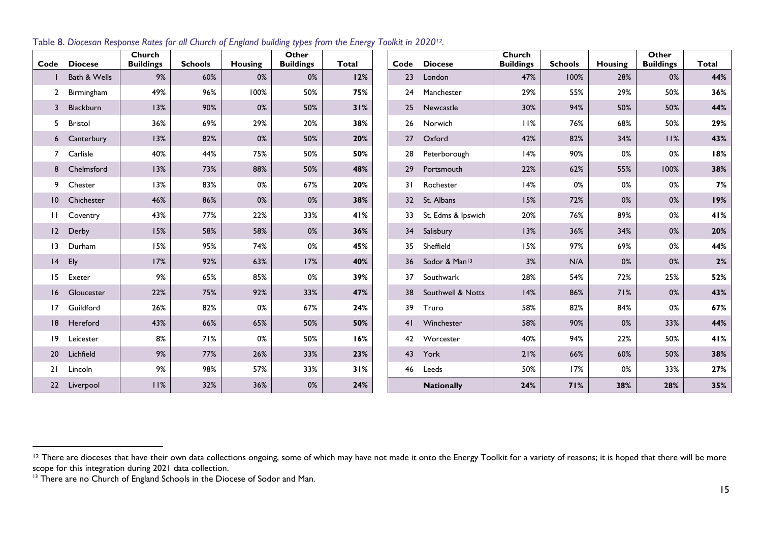Table 8. *Diocesan Response Rates for all Church of England building types from the Energy Toolkit in 2020*[12].

| Code | Diocese | Church Buildings | Schools | Housing | Other Buildings | Total |
|---|---|---|---|---|---|---|
| 1 | Bath & Wells | 9% | 60% | 0% | 0% | **12%** |
| 2 | Birmingham | 49% | 96% | 100% | 50% | **75%** |
| 3 | Blackburn | 13% | 90% | 0% | 50% | **31%** |
| 5 | Bristol | 36% | 69% | 29% | 20% | **38%** |
| 6 | Canterbury | 13% | 82% | 0% | 50% | **20%** |
| 7 | Carlisle | 40% | 44% | 75% | 50% | **50%** |
| 8 | Chelmsford | 13% | 73% | 88% | 50% | **48%** |
| 9 | Chester | 13% | 83% | 0% | 67% | **20%** |
| 10 | Chichester | 46% | 86% | 0% | 0% | **38%** |
| 11 | Coventry | 43% | 77% | 22% | 33% | **41%** |
| 12 | Derby | 15% | 58% | 58% | 0% | **36%** |
| 13 | Durham | 15% | 95% | 74% | 0% | **45%** |
| 14 | Ely | 17% | 92% | 63% | 17% | **40%** |
| 15 | Exeter | 9% | 65% | 85% | 0% | **39%** |
| 16 | Gloucester | 22% | 75% | 92% | 33% | **47%** |
| 17 | Guildford | 26% | 82% | 0% | 67% | **24%** |
| 18 | Hereford | 43% | 66% | 65% | 50% | **50%** |
| 19 | Leicester | 8% | 71% | 0% | 50% | **16%** |
| 20 | Lichfield | 9% | 77% | 26% | 33% | **23%** |
| 21 | Lincoln | 9% | 98% | 57% | 33% | **31%** |
| 22 | Liverpool | 11% | 32% | 36% | 0% | **24%** |
| 23 | London | 47% | 100% | 28% | 0% | **44%** |
| 24 | Manchester | 29% | 55% | 29% | 50% | **36%** |
| 25 | Newcastle | 30% | 94% | 50% | 50% | **44%** |
| 26 | Norwich | 11% | 76% | 68% | 50% | **29%** |
| 27 | Oxford | 42% | 82% | 34% | 11% | **43%** |
| 28 | Peterborough | 14% | 90% | 0% | 0% | **18%** |
| 29 | Portsmouth | 22% | 62% | 55% | 100% | **38%** |
| 31 | Rochester | 14% | 0% | 0% | 0% | **7%** |
| 32 | St. Albans | 15% | 72% | 0% | 0% | **19%** |
| 33 | St. Edms & Ipswich | 20% | 76% | 89% | 0% | **41%** |
| 34 | Salisbury | 13% | 36% | 34% | 0% | **20%** |
| 35 | Sheffield | 15% | 97% | 69% | 0% | **44%** |
| 36 | Sodor & Man[13] | 3% | N/A | 0% | 0% | **2%** |
| 37 | Southwark | 28% | 54% | 72% | 25% | **52%** |
| 38 | Southwell & Notts | 14% | 86% | 71% | 0% | **43%** |
| 39 | Truro | 58% | 82% | 84% | 0% | **67%** |
| 41 | Winchester | 58% | 90% | 0% | 33% | **44%** |
| 42 | Worcester | 40% | 94% | 22% | 50% | **41%** |
| 43 | York | 21% | 66% | 60% | 50% | **38%** |
| 46 | Leeds | 50% | 17% | 0% | 33% | **27%** |
| | **Nationally** | **24%** | **71%** | **38%** | **28%** | **35%** |

[12] There are dioceses that have their own data collections ongoing, some of which may have not made it onto the Energy Toolkit for a variety of reasons; it is hoped that there will be more scope for this integration during 2021 data collection.

[13] There are no Church of England Schools in the Diocese of Sodor and Man.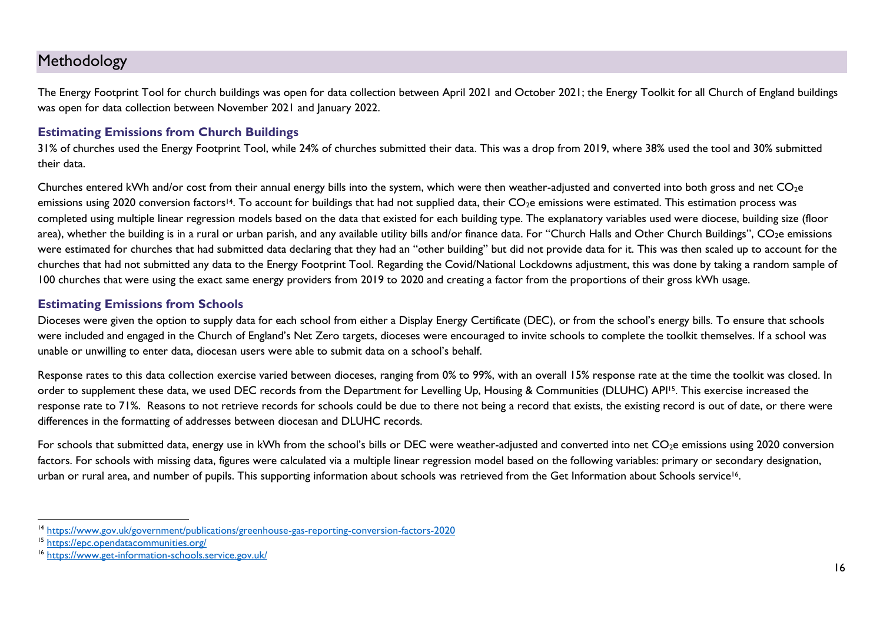## Methodology

The Energy Footprint Tool for church buildings was open for data collection between April 2021 and October 2021; the Energy Toolkit for all Church of England buildings was open for data collection between November 2021 and January 2022.

### Estimating Emissions from Church Buildings

31% of churches used the Energy Footprint Tool, while 24% of churches submitted their data. This was a drop from 2019, where 38% used the tool and 30% submitted their data.

Churches entered kWh and/or cost from their annual energy bills into the system, which were then weather-adjusted and converted into both gross and net $CO_2e$ emissions using 2020 conversion factors[14]. To account for buildings that had not supplied data, their $CO_2e$ emissions were estimated. This estimation process was completed using multiple linear regression models based on the data that existed for each building type. The explanatory variables used were diocese, building size (floor area), whether the building is in a rural or urban parish, and any available utility bills and/or finance data. For "Church Halls and Other Church Buildings", $CO_2e$ emissions were estimated for churches that had submitted data declaring that they had an "other building" but did not provide data for it. This was then scaled up to account for the churches that had not submitted any data to the Energy Footprint Tool. Regarding the Covid/National Lockdowns adjustment, this was done by taking a random sample of 100 churches that were using the exact same energy providers from 2019 to 2020 and creating a factor from the proportions of their gross kWh usage.

### Estimating Emissions from Schools

Dioceses were given the option to supply data for each school from either a Display Energy Certificate (DEC), or from the school's energy bills. To ensure that schools were included and engaged in the Church of England's Net Zero targets, dioceses were encouraged to invite schools to complete the toolkit themselves. If a school was unable or unwilling to enter data, diocesan users were able to submit data on a school's behalf.

Response rates to this data collection exercise varied between dioceses, ranging from 0% to 99%, with an overall 15% response rate at the time the toolkit was closed. In order to supplement these data, we used DEC records from the Department for Levelling Up, Housing & Communities (DLUHC) API[15]. This exercise increased the response rate to 71%. Reasons to not retrieve records for schools could be due to there not being a record that exists, the existing record is out of date, or there were differences in the formatting of addresses between diocesan and DLUHC records.

For schools that submitted data, energy use in kWh from the school's bills or DEC were weather-adjusted and converted into net $CO_2e$ emissions using 2020 conversion factors. For schools with missing data, figures were calculated via a multiple linear regression model based on the following variables: primary or secondary designation, urban or rural area, and number of pupils. This supporting information about schools was retrieved from the Get Information about Schools service[16].

---

[14] https://www.gov.uk/government/publications/greenhouse-gas-reporting-conversion-factors-2020

[15] https://epc.opendatacommunities.org/

[16] https://www.get-information-schools.service.gov.uk/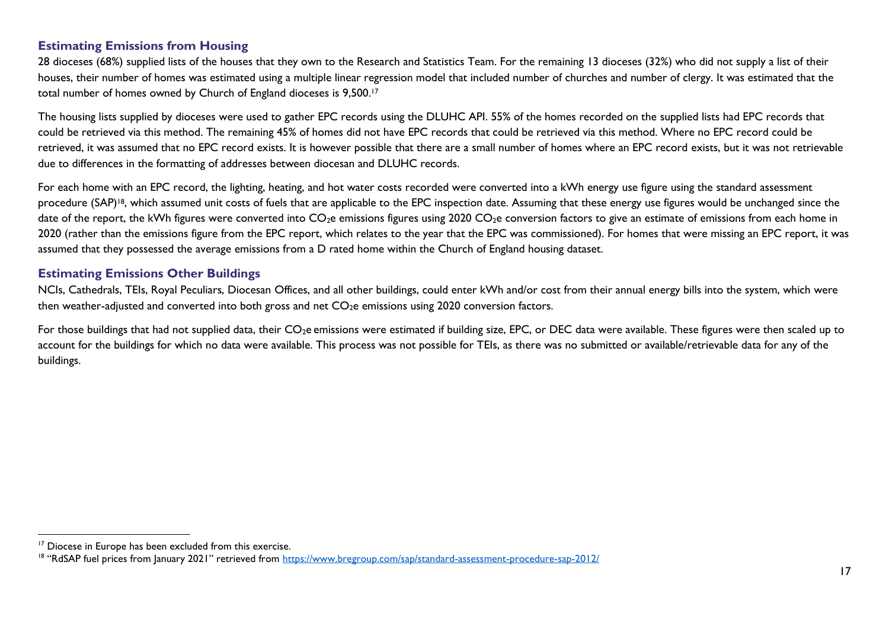## Estimating Emissions from Housing

28 dioceses (68%) supplied lists of the houses that they own to the Research and Statistics Team. For the remaining 13 dioceses (32%) who did not supply a list of their houses, their number of homes was estimated using a multiple linear regression model that included number of churches and number of clergy. It was estimated that the total number of homes owned by Church of England dioceses is 9,500.[17]

The housing lists supplied by dioceses were used to gather EPC records using the DLUHC API. 55% of the homes recorded on the supplied lists had EPC records that could be retrieved via this method. The remaining 45% of homes did not have EPC records that could be retrieved via this method. Where no EPC record could be retrieved, it was assumed that no EPC record exists. It is however possible that there are a small number of homes where an EPC record exists, but it was not retrievable due to differences in the formatting of addresses between diocesan and DLUHC records.

For each home with an EPC record, the lighting, heating, and hot water costs recorded were converted into a kWh energy use figure using the standard assessment procedure (SAP)[18], which assumed unit costs of fuels that are applicable to the EPC inspection date. Assuming that these energy use figures would be unchanged since the date of the report, the kWh figures were converted into $CO_2$e emissions figures using 2020 $CO_2$e conversion factors to give an estimate of emissions from each home in 2020 (rather than the emissions figure from the EPC report, which relates to the year that the EPC was commissioned). For homes that were missing an EPC report, it was assumed that they possessed the average emissions from a D rated home within the Church of England housing dataset.

## Estimating Emissions Other Buildings

NCIs, Cathedrals, TEIs, Royal Peculiars, Diocesan Offices, and all other buildings, could enter kWh and/or cost from their annual energy bills into the system, which were then weather-adjusted and converted into both gross and net $CO_2$e emissions using 2020 conversion factors.

For those buildings that had not supplied data, their $CO_2$e emissions were estimated if building size, EPC, or DEC data were available. These figures were then scaled up to account for the buildings for which no data were available. This process was not possible for TEIs, as there was no submitted or available/retrievable data for any of the buildings.

---

[17] Diocese in Europe has been excluded from this exercise.

[18] "RdSAP fuel prices from January 2021" retrieved from https://www.bregroup.com/sap/standard-assessment-procedure-sap-2012/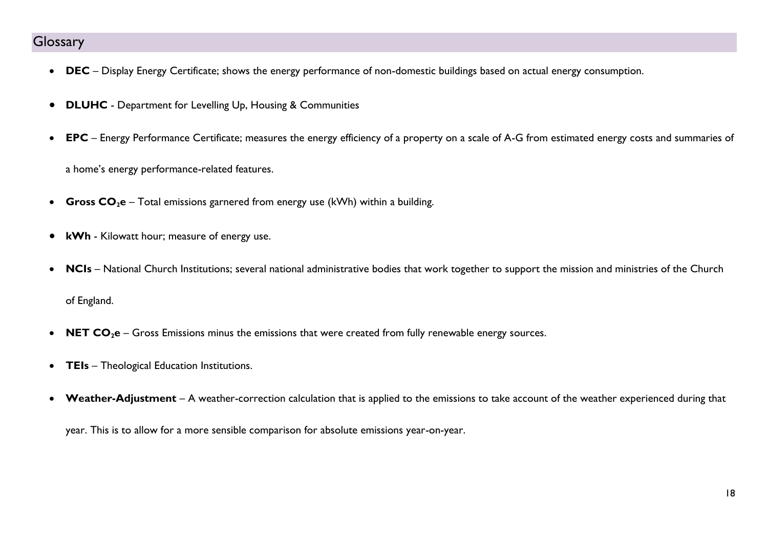## Glossary

- **DEC** – Display Energy Certificate; shows the energy performance of non-domestic buildings based on actual energy consumption.
- **DLUHC** - Department for Levelling Up, Housing & Communities
- **EPC** – Energy Performance Certificate; measures the energy efficiency of a property on a scale of A-G from estimated energy costs and summaries of a home's energy performance-related features.
- **Gross $CO_2e$** – Total emissions garnered from energy use (kWh) within a building.
- **kWh** - Kilowatt hour; measure of energy use.
- **NCIs** – National Church Institutions; several national administrative bodies that work together to support the mission and ministries of the Church of England.
- **NET $CO_2e$** – Gross Emissions minus the emissions that were created from fully renewable energy sources.
- **TEIs** – Theological Education Institutions.
- **Weather-Adjustment** – A weather-correction calculation that is applied to the emissions to take account of the weather experienced during that year. This is to allow for a more sensible comparison for absolute emissions year-on-year.